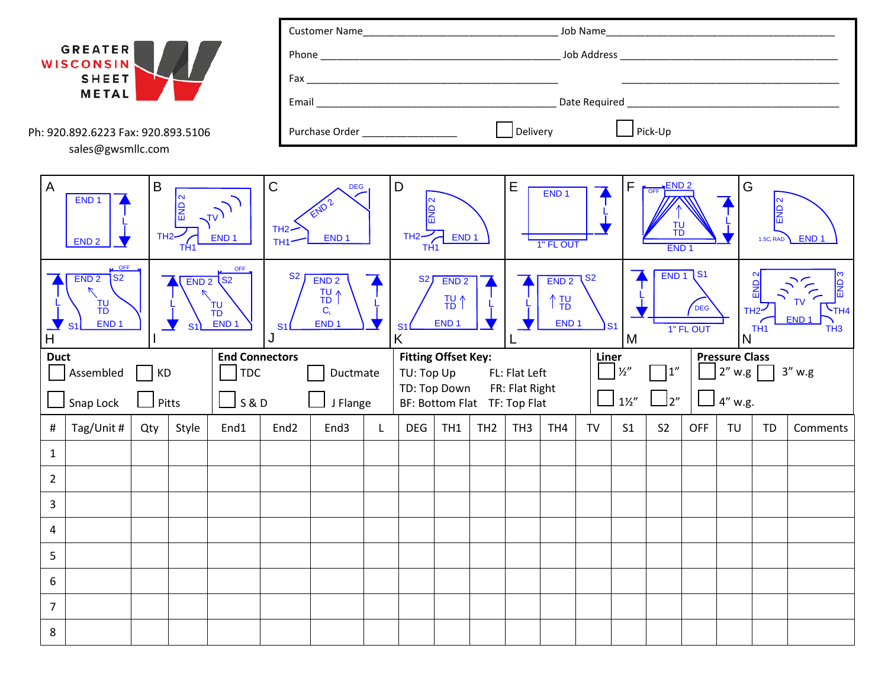GREATER WISCONSIN SHEET METAL

Ph: 920.892.6223 Fax: 920.893.5106
sales@gwsmllc.com

Customer Name________________________ Job Name________________________

Phone ________________________ Job Address ________________________

Fax ________________________ ________________________

Email ________________________ Date Required ________________________

Purchase Order ________________ ☐ Delivery ☐ Pick-Up

A: END 1, END 2, L
B: END 2, TV, TH2, TH1, END 1
C: DEG, END 2, TH2, TH1, END 1
D: END 2, TH2, TH1, END 1
E: END 1, L, 1" FL OUT
F: OFF, END 2, TU, TD, L, END 1
G: END 2, 1.5C, RAD, END 1
H: OFF, END 2, S2, TU, TD, L, S1, END 1
I: OFF, END 2, S2, TU, TD, L, S1, END 1
J: S2, END 2, TU, TD, $C_L$, L, S1, END 1
K: S2, END 2, TU, TD, L, S1, END 1
L: END 2, S2, TU, TD, L, END 1, S1
M: END 1, S1, L, DEG, 1" FL OUT
N: END 2, END 3, TV, TH2, TH4, END 1, TH1, TH3

**Duct**
☐ Assembled ☐ KD
☐ Snap Lock ☐ Pitts

**End Connectors**
☐ TDC ☐ Ductmate
☐ S & D ☐ J Flange

**Fitting Offset Key:**
TU: Top Up FL: Flat Left
TD: Top Down FR: Flat Right
BF: Bottom Flat TF: Top Flat

**Liner**
☐ ½” ☐ 1”
☐ 1½” ☐ 2”

**Pressure Class**
☐ 2” w.g ☐ 3” w.g
☐ 4” w.g.

| # | Tag/Unit # | Qty | Style | End1 | End2 | End3 | L | DEG | TH1 | TH2 | TH3 | TH4 | TV | S1 | S2 | OFF | TU | TD | Comments |
|---|---|---|---|---|---|---|---|---|---|---|---|---|---|---|---|---|---|---|---|
| 1 | | | | | | | | | | | | | | | | | | | |
| 2 | | | | | | | | | | | | | | | | | | | |
| 3 | | | | | | | | | | | | | | | | | | | |
| 4 | | | | | | | | | | | | | | | | | | | |
| 5 | | | | | | | | | | | | | | | | | | | |
| 6 | | | | | | | | | | | | | | | | | | | |
| 7 | | | | | | | | | | | | | | | | | | | |
| 8 | | | | | | | | | | | | | | | | | | | |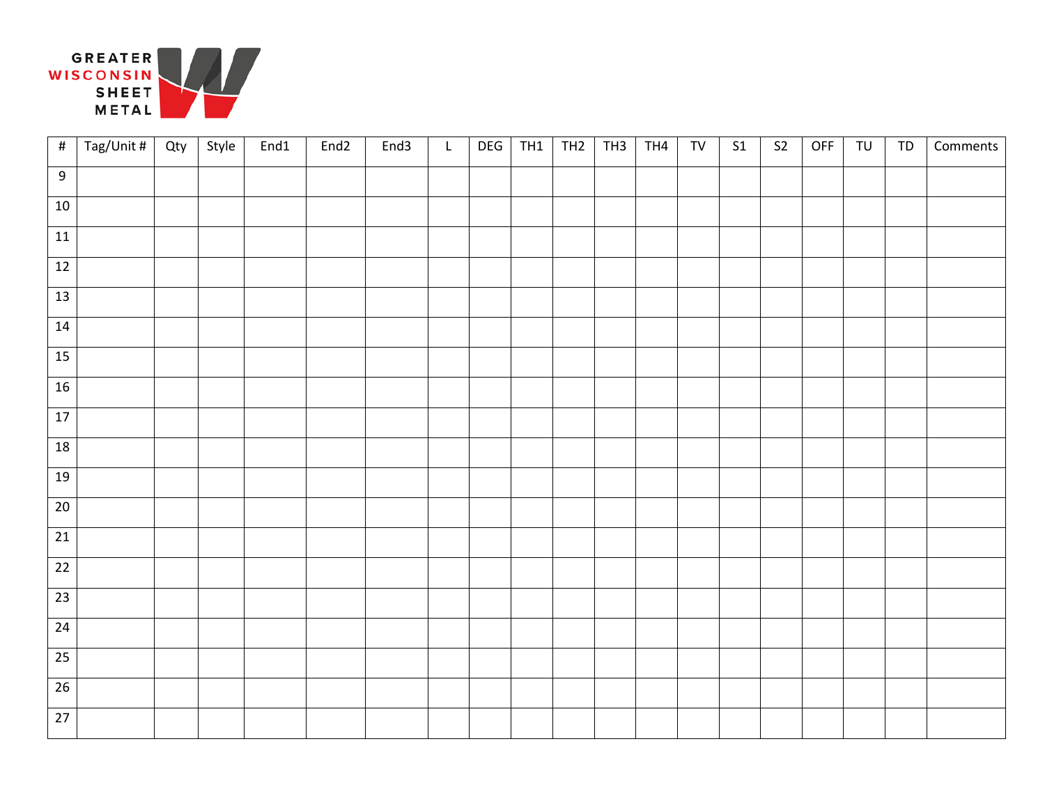GREATER WISCONSIN SHEET METAL

| # | Tag/Unit # | Qty | Style | End1 | End2 | End3 | L | DEG | TH1 | TH2 | TH3 | TH4 | TV | S1 | S2 | OFF | TU | TD | Comments |
|---|---|---|---|---|---|---|---|---|---|---|---|---|---|---|---|---|---|---|---|
| 9 | | | | | | | | | | | | | | | | | | | |
| 10 | | | | | | | | | | | | | | | | | | | |
| 11 | | | | | | | | | | | | | | | | | | | |
| 12 | | | | | | | | | | | | | | | | | | | |
| 13 | | | | | | | | | | | | | | | | | | | |
| 14 | | | | | | | | | | | | | | | | | | | |
| 15 | | | | | | | | | | | | | | | | | | | |
| 16 | | | | | | | | | | | | | | | | | | | |
| 17 | | | | | | | | | | | | | | | | | | | |
| 18 | | | | | | | | | | | | | | | | | | | |
| 19 | | | | | | | | | | | | | | | | | | | |
| 20 | | | | | | | | | | | | | | | | | | | |
| 21 | | | | | | | | | | | | | | | | | | | |
| 22 | | | | | | | | | | | | | | | | | | | |
| 23 | | | | | | | | | | | | | | | | | | | |
| 24 | | | | | | | | | | | | | | | | | | | |
| 25 | | | | | | | | | | | | | | | | | | | |
| 26 | | | | | | | | | | | | | | | | | | | |
| 27 | | | | | | | | | | | | | | | | | | | |